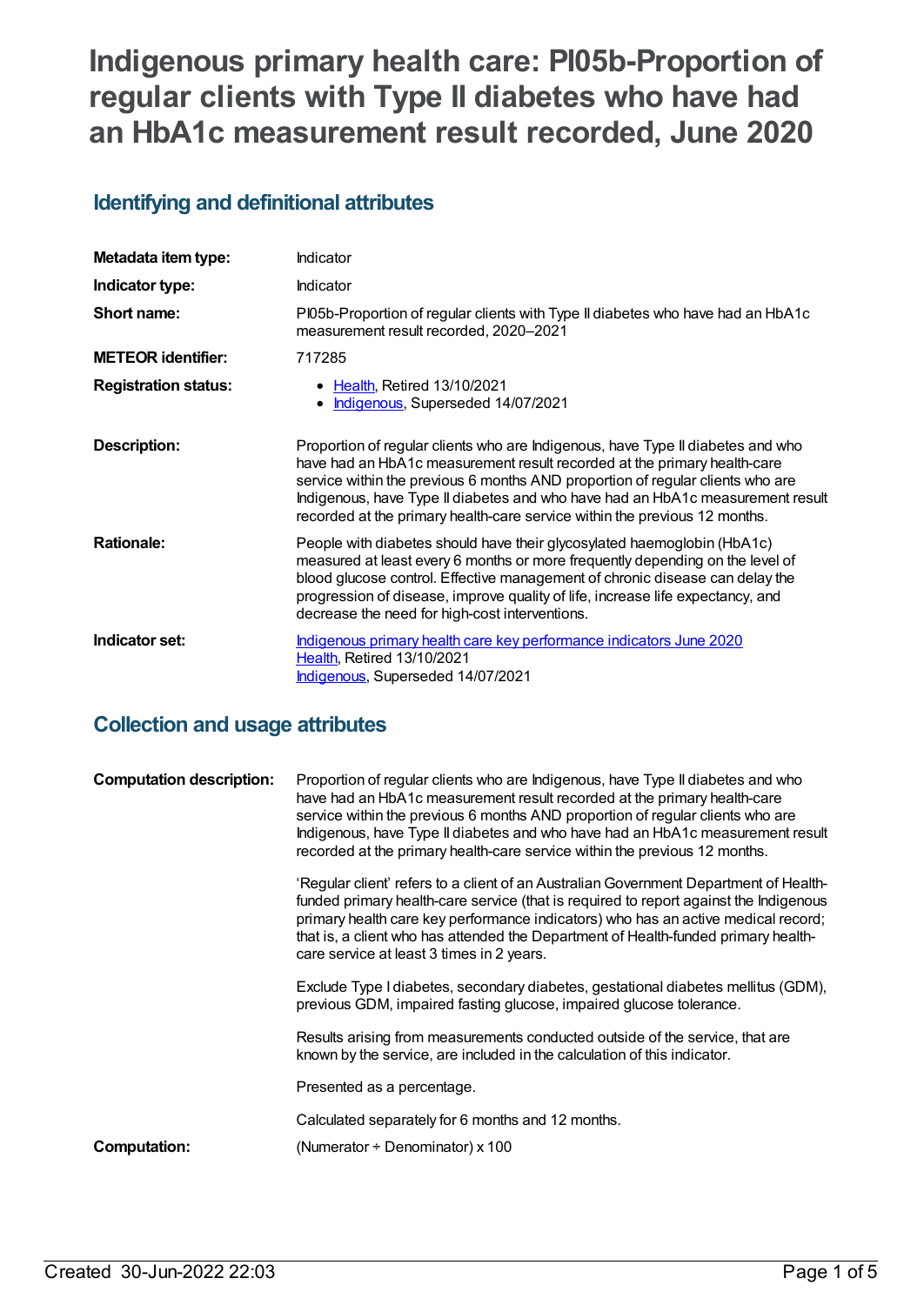# Indigenous primary health care: PI05b-Proportion of regular clients with Type II diabetes who have had an HbA1c measurement result recorded, June 2020

## Identifying and definitional attributes

| | |
|---|---|
| **Metadata item type:** | Indicator |
| **Indicator type:** | Indicator |
| **Short name:** | PI05b-Proportion of regular clients with Type II diabetes who have had an HbA1c measurement result recorded, 2020–2021 |
| **METEOR identifier:** | 717285 |
| **Registration status:** | • Health, Retired 13/10/2021<br>• Indigenous, Superseded 14/07/2021 |
| **Description:** | Proportion of regular clients who are Indigenous, have Type II diabetes and who have had an HbA1c measurement result recorded at the primary health-care service within the previous 6 months AND proportion of regular clients who are Indigenous, have Type II diabetes and who have had an HbA1c measurement result recorded at the primary health-care service within the previous 12 months. |
| **Rationale:** | People with diabetes should have their glycosylated haemoglobin (HbA1c) measured at least every 6 months or more frequently depending on the level of blood glucose control. Effective management of chronic disease can delay the progression of disease, improve quality of life, increase life expectancy, and decrease the need for high-cost interventions. |
| **Indicator set:** | Indigenous primary health care key performance indicators June 2020<br>Health, Retired 13/10/2021<br>Indigenous, Superseded 14/07/2021 |

## Collection and usage attributes

| | |
|---|---|
| **Computation description:** | Proportion of regular clients who are Indigenous, have Type II diabetes and who have had an HbA1c measurement result recorded at the primary health-care service within the previous 6 months AND proportion of regular clients who are Indigenous, have Type II diabetes and who have had an HbA1c measurement result recorded at the primary health-care service within the previous 12 months.<br><br>'Regular client' refers to a client of an Australian Government Department of Health-funded primary health-care service (that is required to report against the Indigenous primary health care key performance indicators) who has an active medical record; that is, a client who has attended the Department of Health-funded primary health-care service at least 3 times in 2 years.<br><br>Exclude Type I diabetes, secondary diabetes, gestational diabetes mellitus (GDM), previous GDM, impaired fasting glucose, impaired glucose tolerance.<br><br>Results arising from measurements conducted outside of the service, that are known by the service, are included in the calculation of this indicator.<br><br>Presented as a percentage.<br><br>Calculated separately for 6 months and 12 months. |
| **Computation:** | (Numerator ÷ Denominator) x 100 |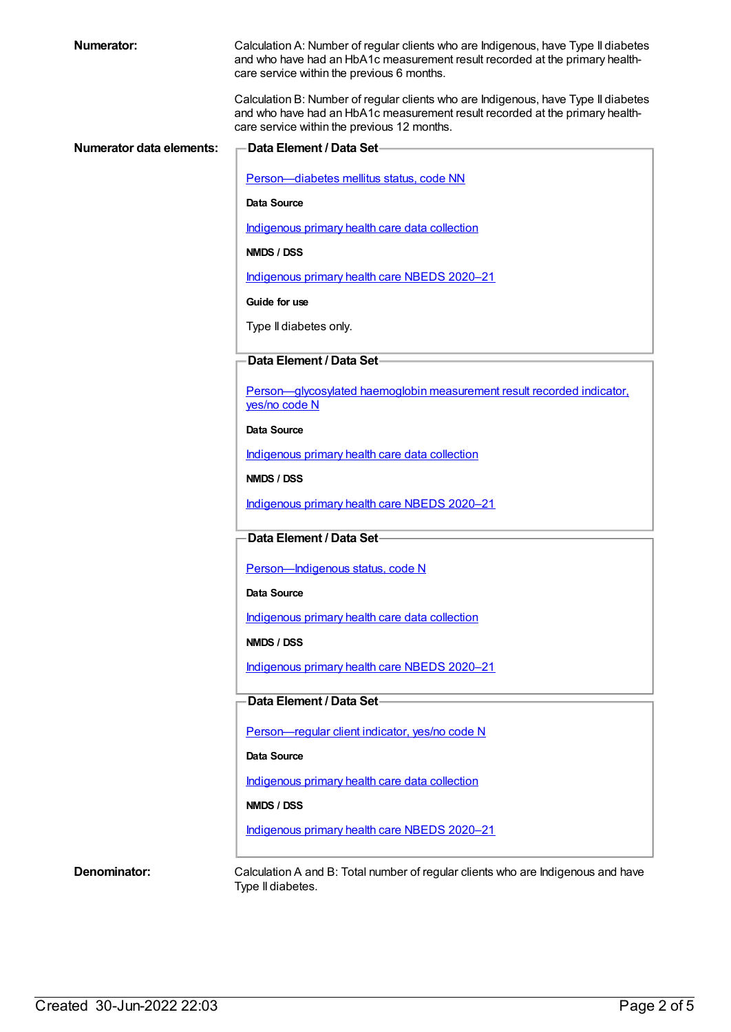**Numerator:**

Calculation A: Number of regular clients who are Indigenous, have Type II diabetes and who have had an HbA1c measurement result recorded at the primary health-care service within the previous 6 months.

Calculation B: Number of regular clients who are Indigenous, have Type II diabetes and who have had an HbA1c measurement result recorded at the primary health-care service within the previous 12 months.

**Numerator data elements:**

**Data Element / Data Set**

Person—diabetes mellitus status, code NN

**Data Source**

Indigenous primary health care data collection

**NMDS / DSS**

Indigenous primary health care NBEDS 2020–21

**Guide for use**

Type II diabetes only.

**Data Element / Data Set**

Person—glycosylated haemoglobin measurement result recorded indicator, yes/no code N

**Data Source**

Indigenous primary health care data collection

**NMDS / DSS**

Indigenous primary health care NBEDS 2020–21

**Data Element / Data Set**

Person—Indigenous status, code N

**Data Source**

Indigenous primary health care data collection

**NMDS / DSS**

Indigenous primary health care NBEDS 2020–21

**Data Element / Data Set**

Person—regular client indicator, yes/no code N

**Data Source**

Indigenous primary health care data collection

**NMDS / DSS**

Indigenous primary health care NBEDS 2020–21

**Denominator:**

Calculation A and B: Total number of regular clients who are Indigenous and have Type II diabetes.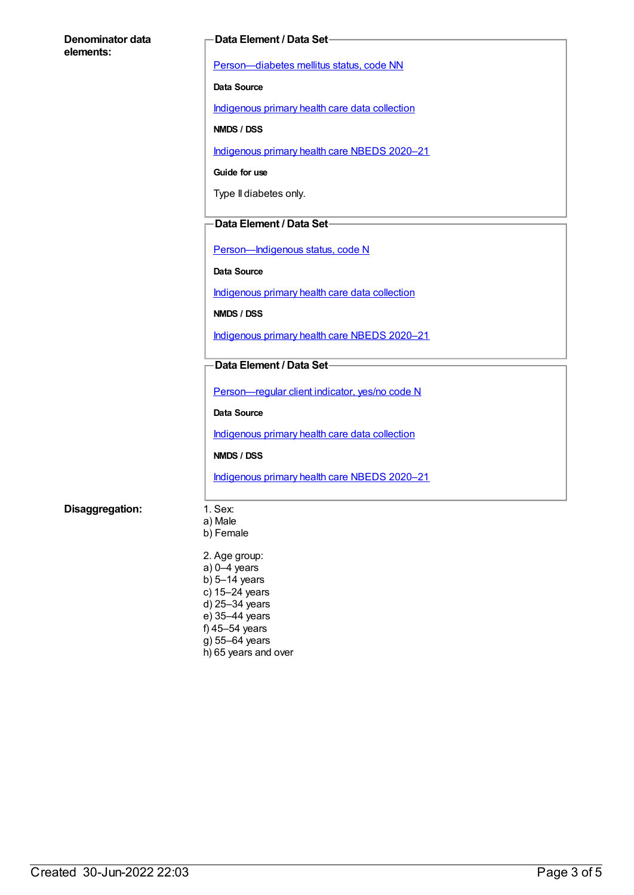**Denominator data elements:**

**Data Element / Data Set**

Person—diabetes mellitus status, code NN

**Data Source**

Indigenous primary health care data collection

**NMDS / DSS**

Indigenous primary health care NBEDS 2020–21

**Guide for use**

Type II diabetes only.

**Data Element / Data Set**

Person—Indigenous status, code N

**Data Source**

Indigenous primary health care data collection

**NMDS / DSS**

Indigenous primary health care NBEDS 2020–21

**Data Element / Data Set**

Person—regular client indicator, yes/no code N

**Data Source**

Indigenous primary health care data collection

**NMDS / DSS**

Indigenous primary health care NBEDS 2020–21

**Disaggregation:**

1. Sex:
a) Male
b) Female

2. Age group:
a) 0–4 years
b) 5–14 years
c) 15–24 years
d) 25–34 years
e) 35–44 years
f) 45–54 years
g) 55–64 years
h) 65 years and over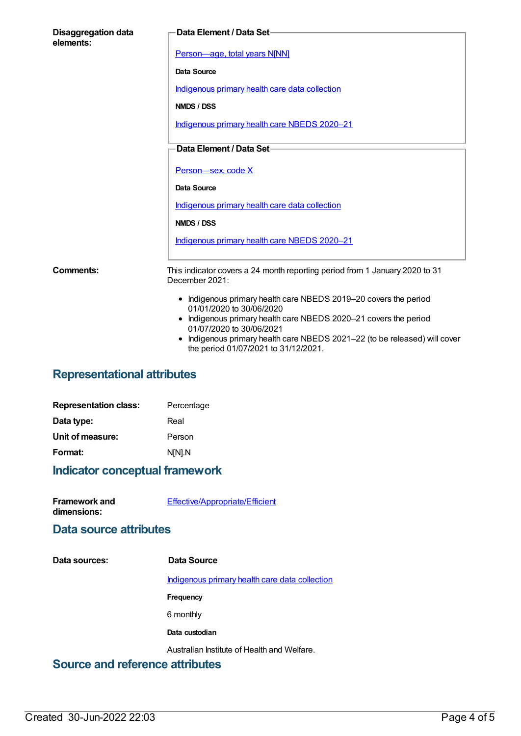**Disaggregation data elements:**

**Data Element / Data Set**

Person—age, total years N[NN]

**Data Source**

Indigenous primary health care data collection

**NMDS / DSS**

Indigenous primary health care NBEDS 2020–21

**Data Element / Data Set**

Person—sex, code X

**Data Source**

Indigenous primary health care data collection

**NMDS / DSS**

Indigenous primary health care NBEDS 2020–21

**Comments:**

This indicator covers a 24 month reporting period from 1 January 2020 to 31 December 2021:

- Indigenous primary health care NBEDS 2019–20 covers the period 01/01/2020 to 30/06/2020
- Indigenous primary health care NBEDS 2020–21 covers the period 01/07/2020 to 30/06/2021
- Indigenous primary health care NBEDS 2021–22 (to be released) will cover the period 01/07/2021 to 31/12/2021.

## Representational attributes

**Representation class:** Percentage

**Data type:** Real

**Unit of measure:** Person

**Format:** N[N].N

## Indicator conceptual framework

**Framework and dimensions:** Effective/Appropriate/Efficient

## Data source attributes

**Data sources:**

**Data Source**

Indigenous primary health care data collection

**Frequency**

6 monthly

**Data custodian**

Australian Institute of Health and Welfare.

## Source and reference attributes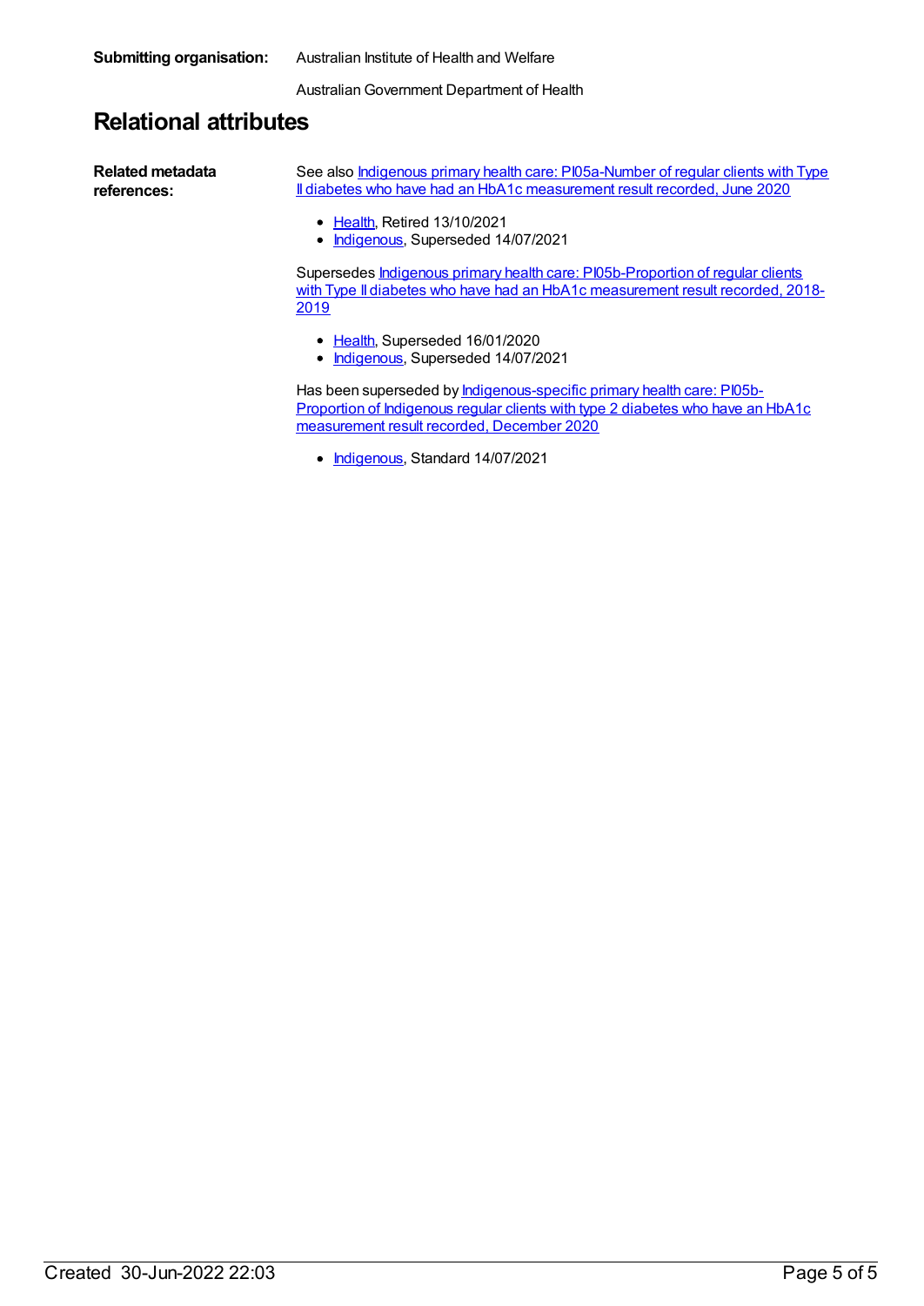**Submitting organisation:** Australian Institute of Health and Welfare

Australian Government Department of Health

## Relational attributes

**Related metadata references:**

See also Indigenous primary health care: PI05a-Number of regular clients with Type II diabetes who have had an HbA1c measurement result recorded, June 2020

- Health, Retired 13/10/2021
- Indigenous, Superseded 14/07/2021

Supersedes Indigenous primary health care: PI05b-Proportion of regular clients with Type II diabetes who have had an HbA1c measurement result recorded, 2018-2019

- Health, Superseded 16/01/2020
- Indigenous, Superseded 14/07/2021

Has been superseded by Indigenous-specific primary health care: PI05b-Proportion of Indigenous regular clients with type 2 diabetes who have an HbA1c measurement result recorded, December 2020

- Indigenous, Standard 14/07/2021